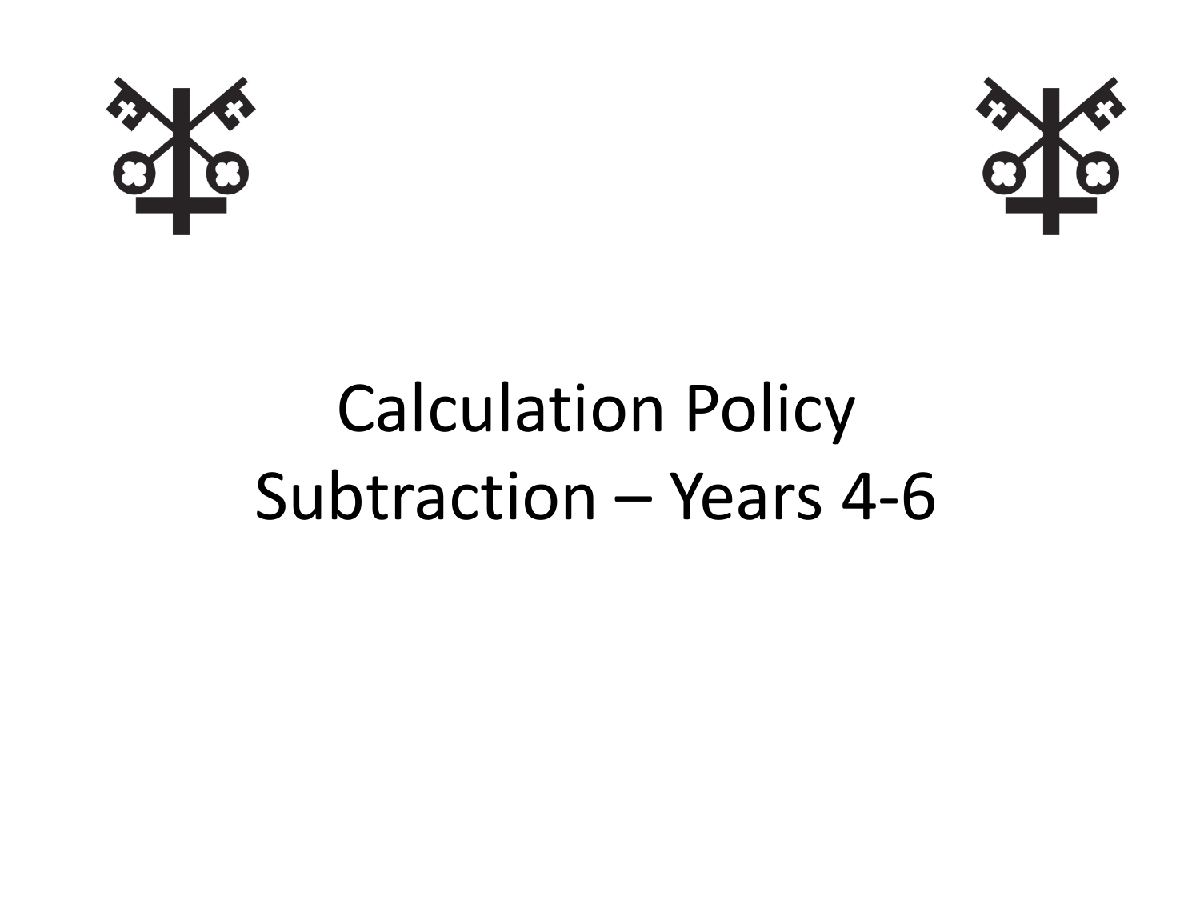# Calculation Policy
# Subtraction – Years 4-6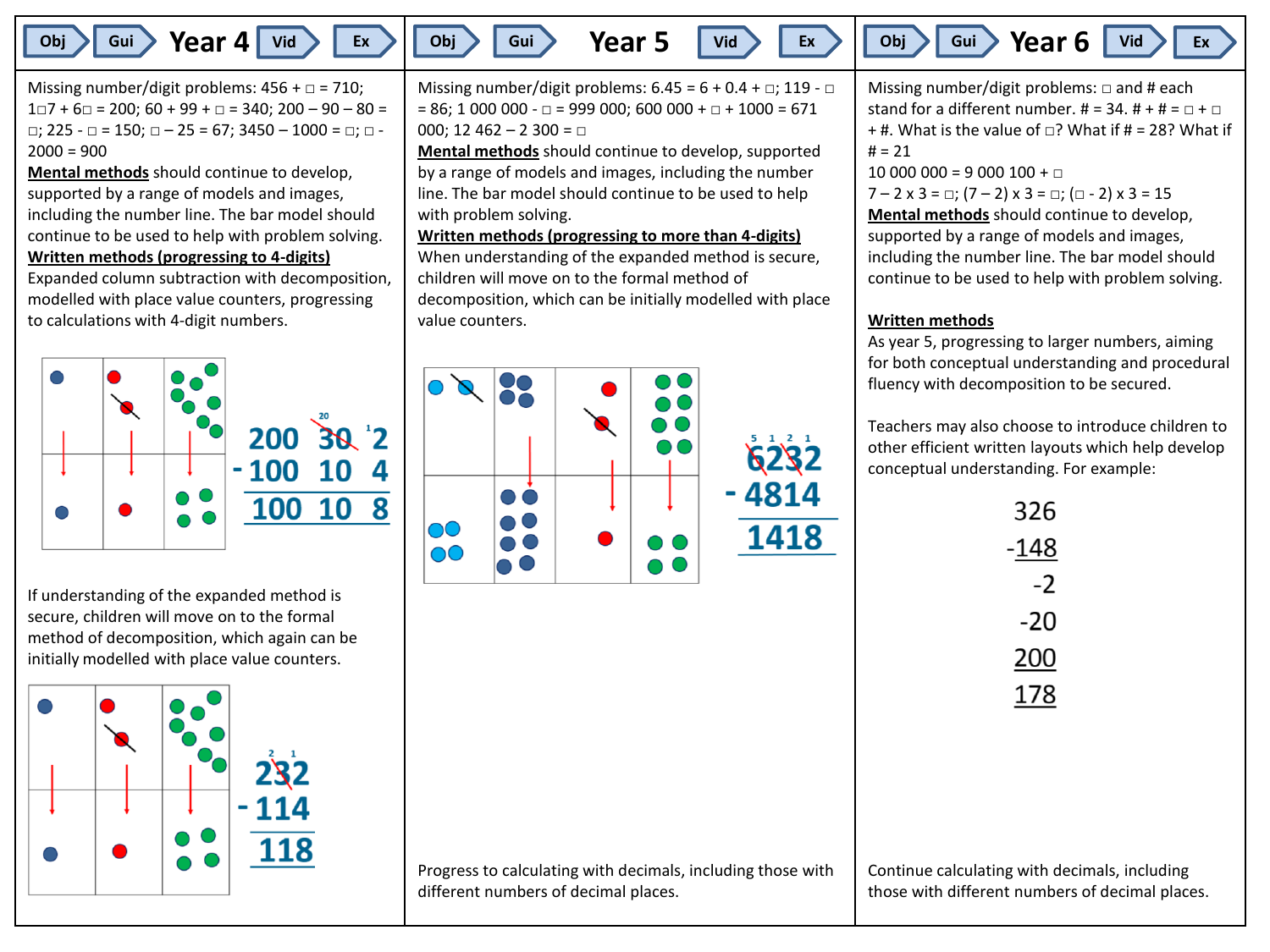## Year 4

Obj | Gui | Vid | Ex

Missing number/digit problems: 456 + □ = 710; 1□7 + 6□ = 200; 60 + 99 + □ = 340; 200 – 90 – 80 = □; 225 - □ = 150; □ – 25 = 67; 3450 – 1000 = □; □ - 2000 = 900

**Mental methods** should continue to develop, supported by a range of models and images, including the number line. The bar model should continue to be used to help with problem solving.

**Written methods (progressing to 4-digits)**

Expanded column subtraction with decomposition, modelled with place value counters, progressing to calculations with 4-digit numbers.

```
      20   1
200  30   2
-100  10   4
 100  10   8
```

If understanding of the expanded method is secure, children will move on to the formal method of decomposition, which again can be initially modelled with place value counters.

```
  2 1
  232
- 114
  118
```

## Year 5

Obj | Gui | Vid | Ex

Missing number/digit problems: 6.45 = 6 + 0.4 + □; 119 - □ = 86; 1 000 000 - □ = 999 000; 600 000 + □ + 1000 = 671 000; 12 462 – 2 300 = □

**Mental methods** should continue to develop, supported by a range of models and images, including the number line. The bar model should continue to be used to help with problem solving.

**Written methods (progressing to more than 4-digits)**

When understanding of the expanded method is secure, children will move on to the formal method of decomposition, which can be initially modelled with place value counters.

```
  5 1 2 1
  6232
- 4814
  1418
```

Progress to calculating with decimals, including those with different numbers of decimal places.

## Year 6

Obj | Gui | Vid | Ex

Missing number/digit problems: □ and # each stand for a different number. # = 34. # + # = □ + □ + #. What is the value of □? What if # = 28? What if # = 21

10 000 000 = 9 000 100 + □

7 – 2 x 3 = □; (7 – 2) x 3 = □; (□ - 2) x 3 = 15

**Mental methods** should continue to develop, supported by a range of models and images, including the number line. The bar model should continue to be used to help with problem solving.

**Written methods**

As year 5, progressing to larger numbers, aiming for both conceptual understanding and procedural fluency with decomposition to be secured.

Teachers may also choose to introduce children to other efficient written layouts which help develop conceptual understanding. For example:

```
 326
-148
  -2
 -20
 200
 178
```

Continue calculating with decimals, including those with different numbers of decimal places.